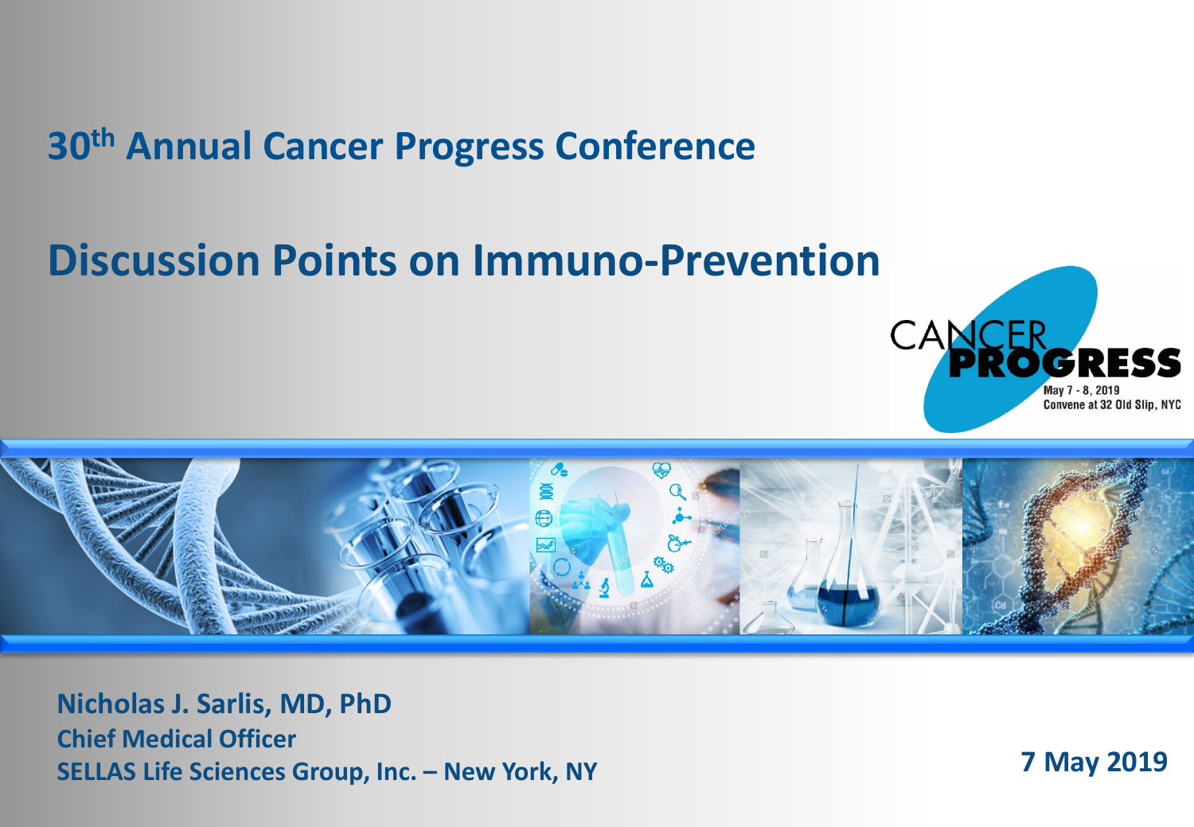## 30th Annual Cancer Progress Conference

# Discussion Points on Immuno-Prevention

CANCER PROGRESS
May 7 - 8, 2019
Convene at 32 Old Slip, NYC

**Nicholas J. Sarlis, MD, PhD**
**Chief Medical Officer**
**SELLAS Life Sciences Group, Inc. – New York, NY**

**7 May 2019**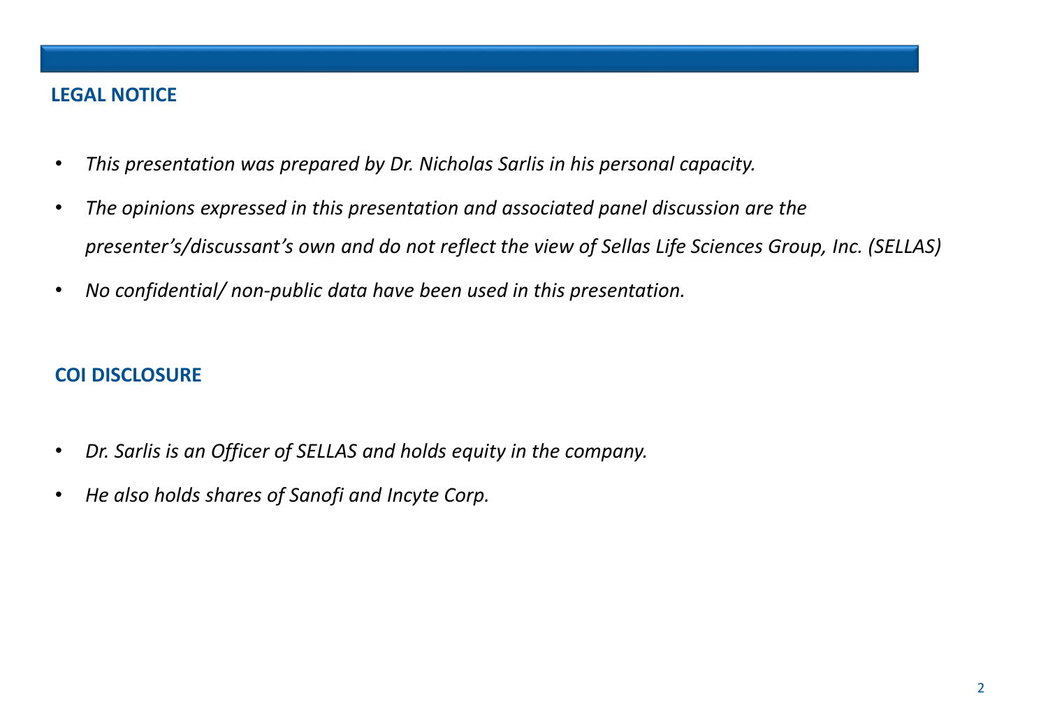## LEGAL NOTICE

- *This presentation was prepared by Dr. Nicholas Sarlis in his personal capacity.*
- *The opinions expressed in this presentation and associated panel discussion are the presenter's/discussant's own and do not reflect the view of Sellas Life Sciences Group, Inc. (SELLAS)*
- *No confidential/ non-public data have been used in this presentation.*

## COI DISCLOSURE

- *Dr. Sarlis is an Officer of SELLAS and holds equity in the company.*
- *He also holds shares of Sanofi and Incyte Corp.*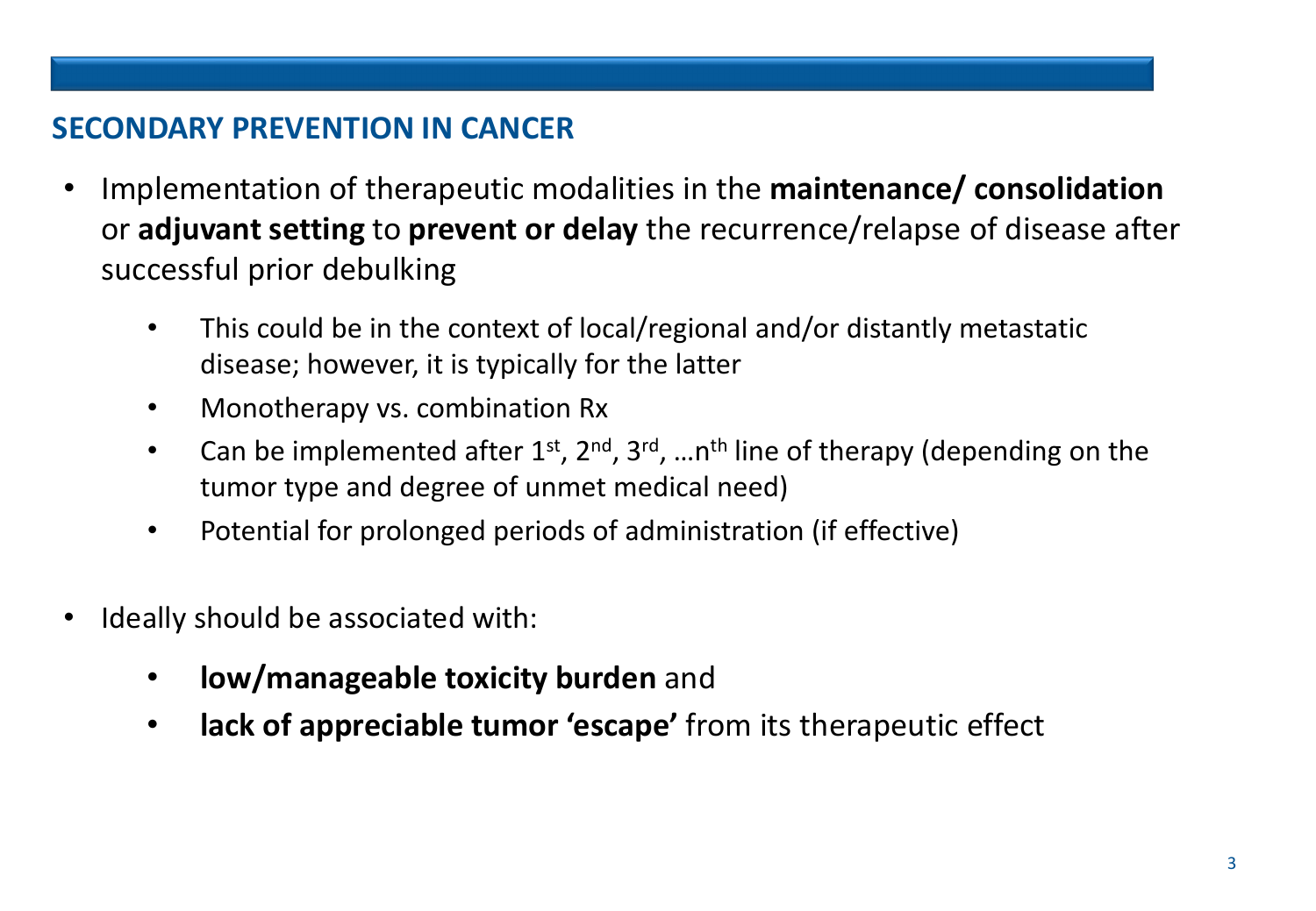## SECONDARY PREVENTION IN CANCER

- Implementation of therapeutic modalities in the **maintenance/ consolidation** or **adjuvant setting** to **prevent or delay** the recurrence/relapse of disease after successful prior debulking
  - This could be in the context of local/regional and/or distantly metastatic disease; however, it is typically for the latter
  - Monotherapy vs. combination Rx
  - Can be implemented after 1st, 2nd, 3rd, …nth line of therapy (depending on the tumor type and degree of unmet medical need)
  - Potential for prolonged periods of administration (if effective)

- Ideally should be associated with:
  - **low/manageable toxicity burden** and
  - **lack of appreciable tumor 'escape'** from its therapeutic effect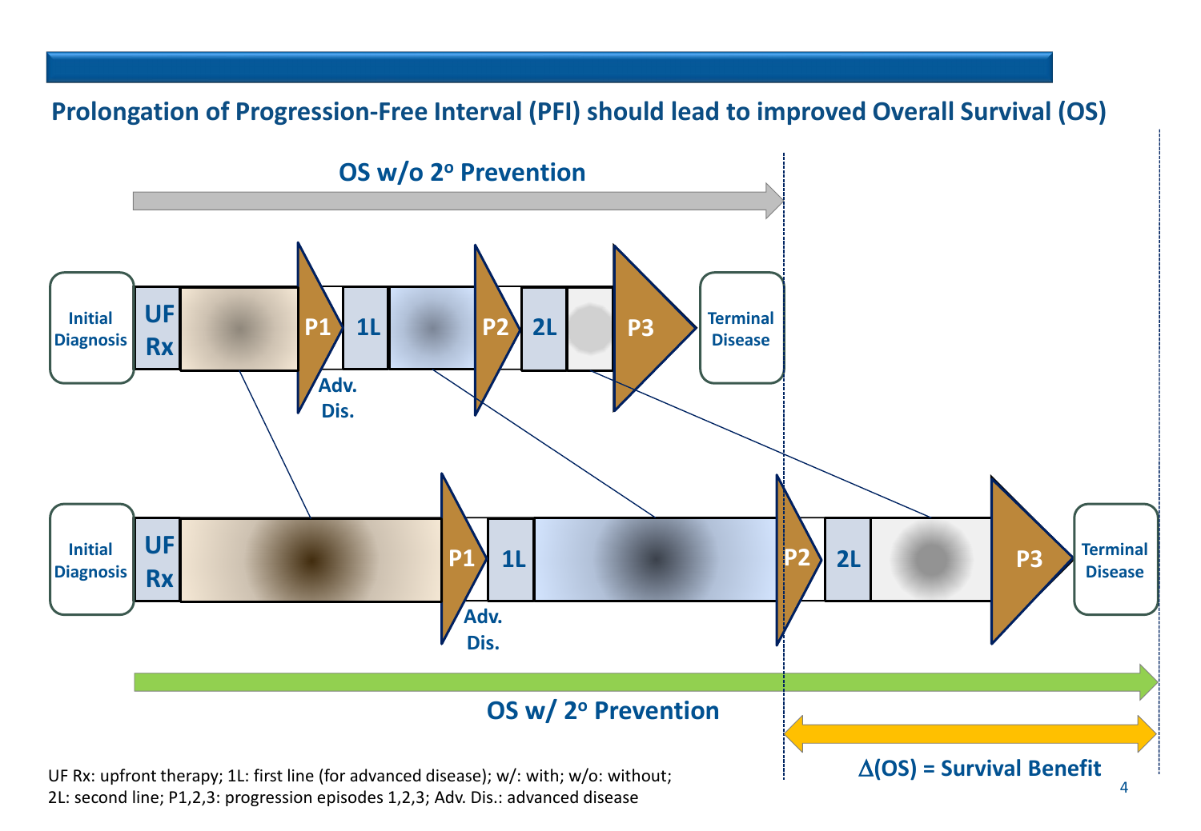## Prolongation of Progression-Free Interval (PFI) should lead to improved Overall Survival (OS)

OS w/o 2$^{o}$ Prevention

Initial Diagnosis | UF Rx | P1 | Adv. Dis. | 1L | P2 | 2L | P3 | Terminal Disease

Initial Diagnosis | UF Rx | P1 | Adv. Dis. | 1L | P2 | 2L | P3 | Terminal Disease

OS w/ 2$^{o}$ Prevention

$\Delta$(OS) = Survival Benefit

UF Rx: upfront therapy; 1L: first line (for advanced disease); w/: with; w/o: without; 2L: second line; P1,2,3: progression episodes 1,2,3; Adv. Dis.: advanced disease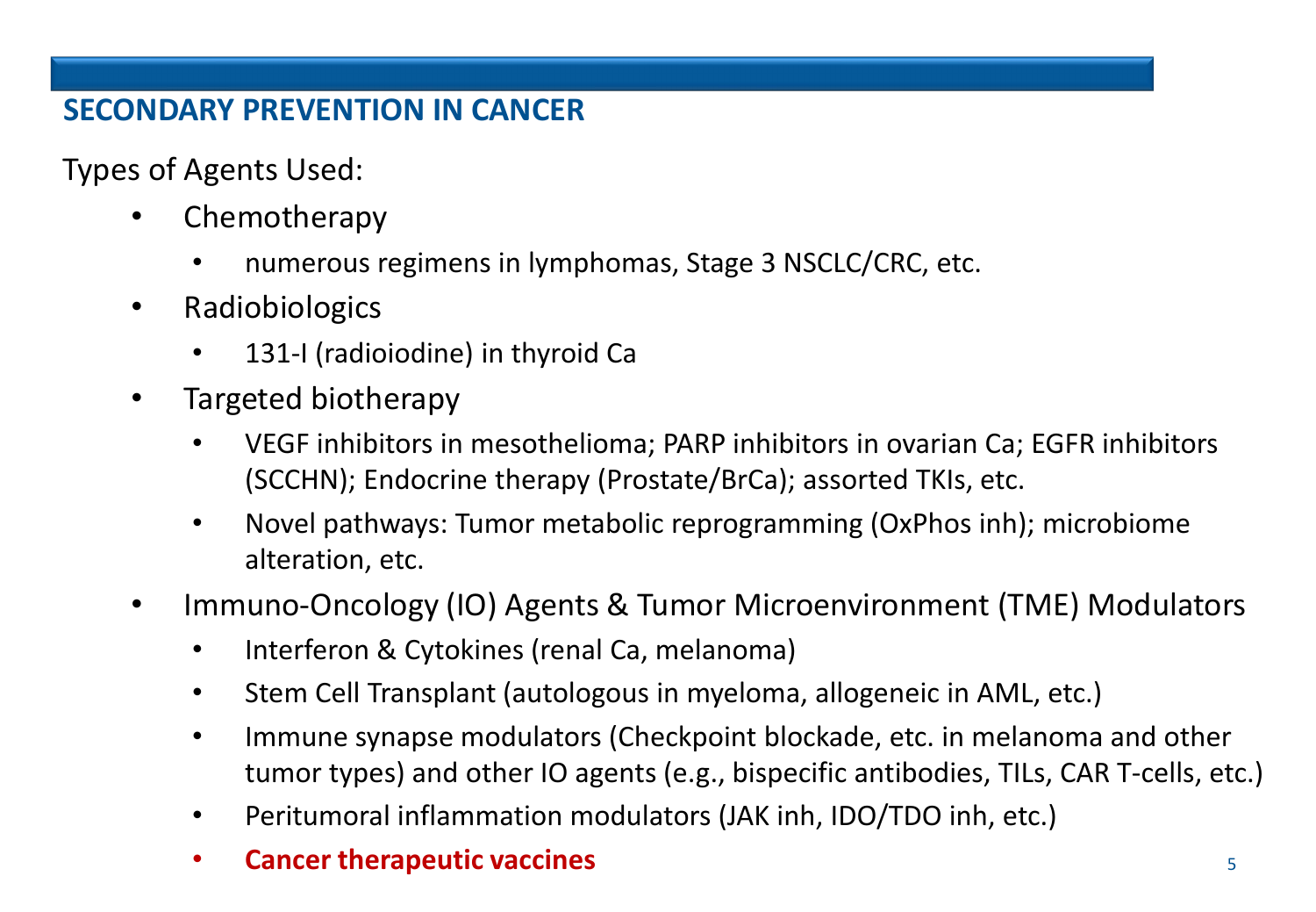## SECONDARY PREVENTION IN CANCER

Types of Agents Used:

- Chemotherapy
  - numerous regimens in lymphomas, Stage 3 NSCLC/CRC, etc.
- Radiobiologics
  - 131-I (radioiodine) in thyroid Ca
- Targeted biotherapy
  - VEGF inhibitors in mesothelioma; PARP inhibitors in ovarian Ca; EGFR inhibitors (SCCHN); Endocrine therapy (Prostate/BrCa); assorted TKIs, etc.
  - Novel pathways: Tumor metabolic reprogramming (OxPhos inh); microbiome alteration, etc.
- Immuno-Oncology (IO) Agents & Tumor Microenvironment (TME) Modulators
  - Interferon & Cytokines (renal Ca, melanoma)
  - Stem Cell Transplant (autologous in myeloma, allogeneic in AML, etc.)
  - Immune synapse modulators (Checkpoint blockade, etc. in melanoma and other tumor types) and other IO agents (e.g., bispecific antibodies, TILs, CAR T-cells, etc.)
  - Peritumoral inflammation modulators (JAK inh, IDO/TDO inh, etc.)
  - **Cancer therapeutic vaccines**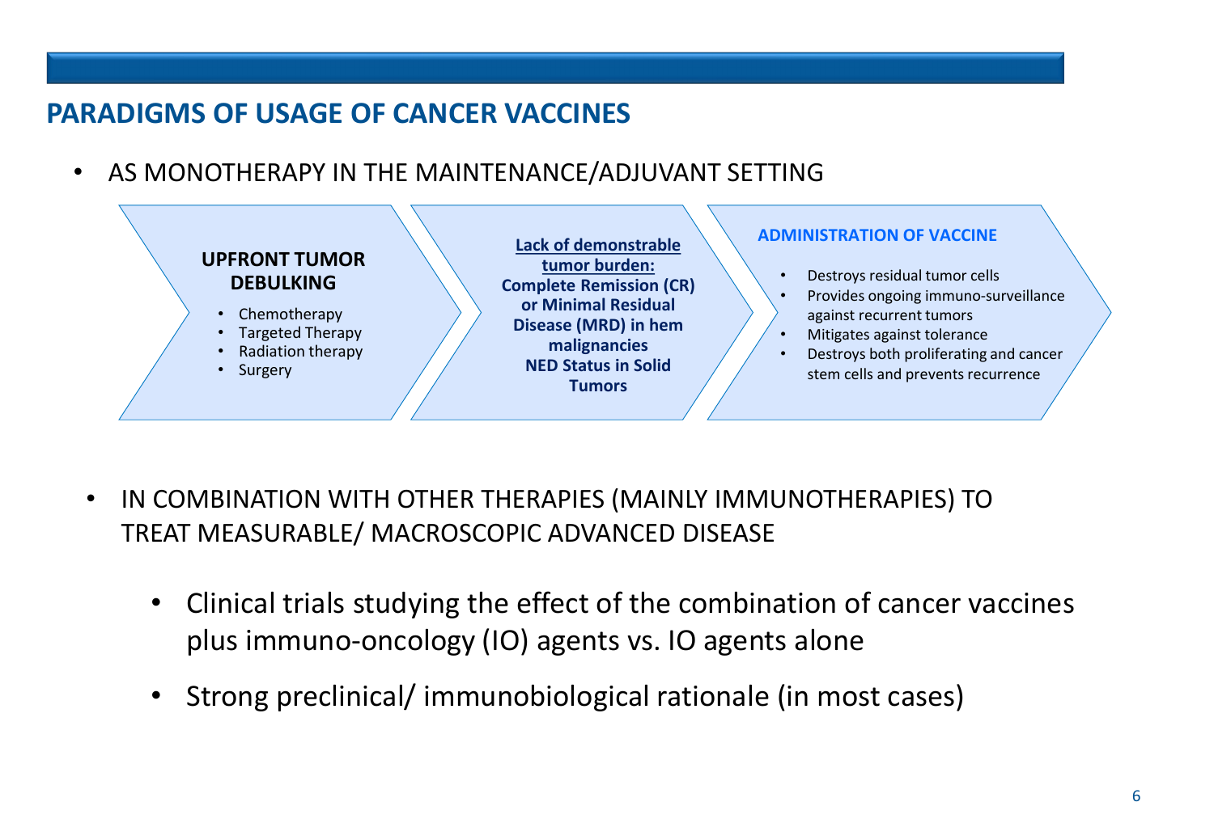## PARADIGMS OF USAGE OF CANCER VACCINES

- AS MONOTHERAPY IN THE MAINTENANCE/ADJUVANT SETTING

**UPFRONT TUMOR DEBULKING**

- Chemotherapy
- Targeted Therapy
- Radiation therapy
- Surgery

**Lack of demonstrable tumor burden:**
**Complete Remission (CR) or Minimal Residual Disease (MRD) in hem malignancies**
**NED Status in Solid Tumors**

**ADMINISTRATION OF VACCINE**

- Destroys residual tumor cells
- Provides ongoing immuno-surveillance against recurrent tumors
- Mitigates against tolerance
- Destroys both proliferating and cancer stem cells and prevents recurrence

- IN COMBINATION WITH OTHER THERAPIES (MAINLY IMMUNOTHERAPIES) TO TREAT MEASURABLE/ MACROSCOPIC ADVANCED DISEASE
  - Clinical trials studying the effect of the combination of cancer vaccines plus immuno-oncology (IO) agents vs. IO agents alone
  - Strong preclinical/ immunobiological rationale (in most cases)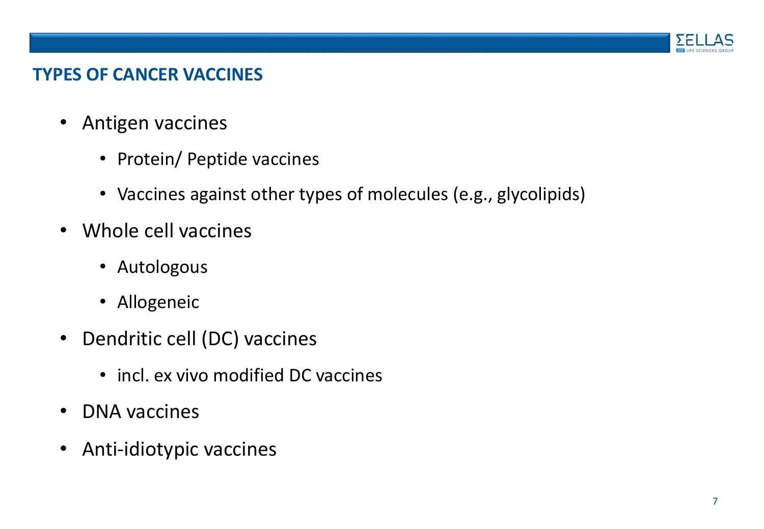## TYPES OF CANCER VACCINES

- Antigen vaccines
  - Protein/ Peptide vaccines
  - Vaccines against other types of molecules (e.g., glycolipids)
- Whole cell vaccines
  - Autologous
  - Allogeneic
- Dendritic cell (DC) vaccines
  - incl. ex vivo modified DC vaccines
- DNA vaccines
- Anti-idiotypic vaccines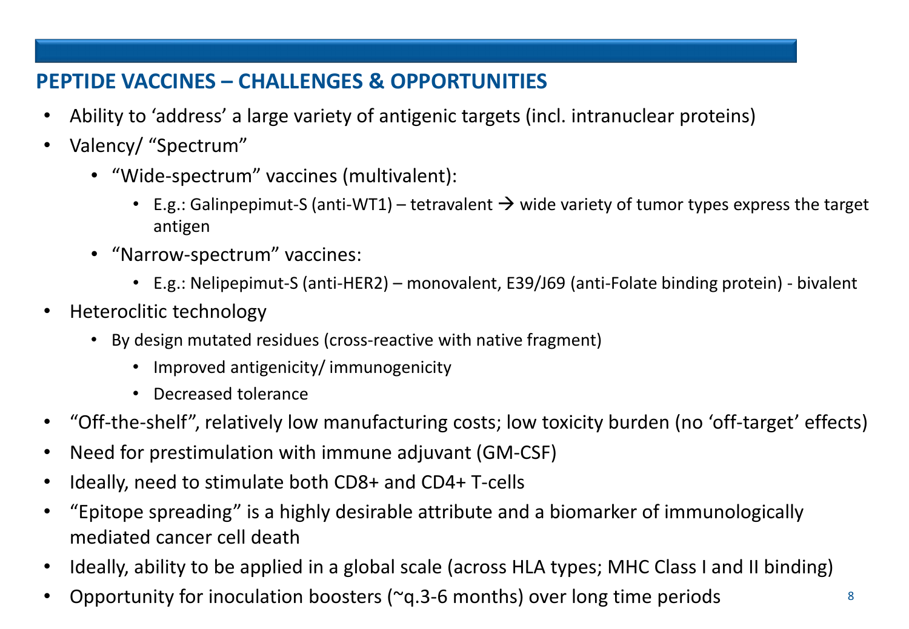## PEPTIDE VACCINES – CHALLENGES & OPPORTUNITIES

- Ability to 'address' a large variety of antigenic targets (incl. intranuclear proteins)
- Valency/ "Spectrum"
  - "Wide-spectrum" vaccines (multivalent):
    - E.g.: Galinpepimut-S (anti-WT1) – tetravalent → wide variety of tumor types express the target antigen
  - "Narrow-spectrum" vaccines:
    - E.g.: Nelipepimut-S (anti-HER2) – monovalent, E39/J69 (anti-Folate binding protein) - bivalent
- Heteroclitic technology
  - By design mutated residues (cross-reactive with native fragment)
    - Improved antigenicity/ immunogenicity
    - Decreased tolerance
- "Off-the-shelf", relatively low manufacturing costs; low toxicity burden (no 'off-target' effects)
- Need for prestimulation with immune adjuvant (GM-CSF)
- Ideally, need to stimulate both CD8+ and CD4+ T-cells
- "Epitope spreading" is a highly desirable attribute and a biomarker of immunologically mediated cancer cell death
- Ideally, ability to be applied in a global scale (across HLA types; MHC Class I and II binding)
- Opportunity for inoculation boosters (~q.3-6 months) over long time periods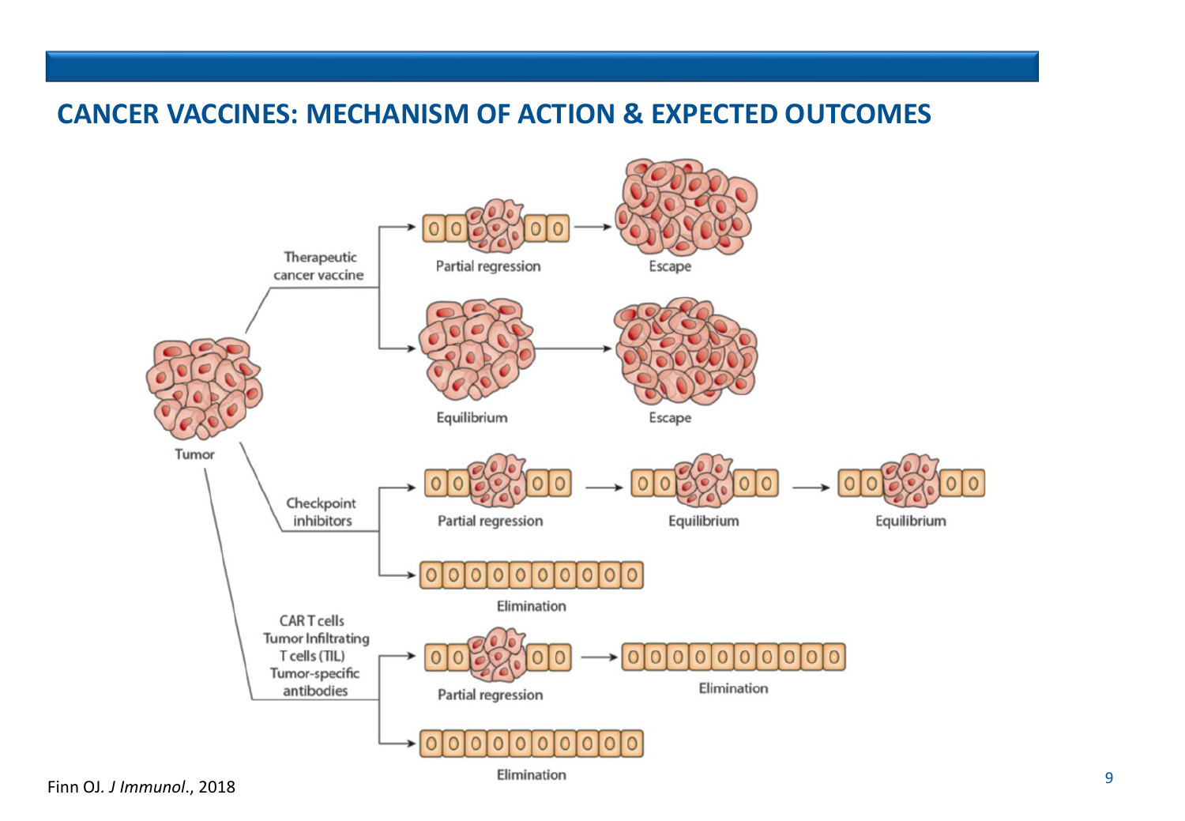## CANCER VACCINES: MECHANISM OF ACTION & EXPECTED OUTCOMES

Tumor

Therapeutic cancer vaccine

Partial regression

Escape

Equilibrium

Escape

Checkpoint inhibitors

Partial regression

Equilibrium

Equilibrium

Elimination

CAR T cells
Tumor Infiltrating T cells (TIL)
Tumor-specific antibodies

Partial regression

Elimination

Elimination

Finn OJ. *J Immunol*., 2018